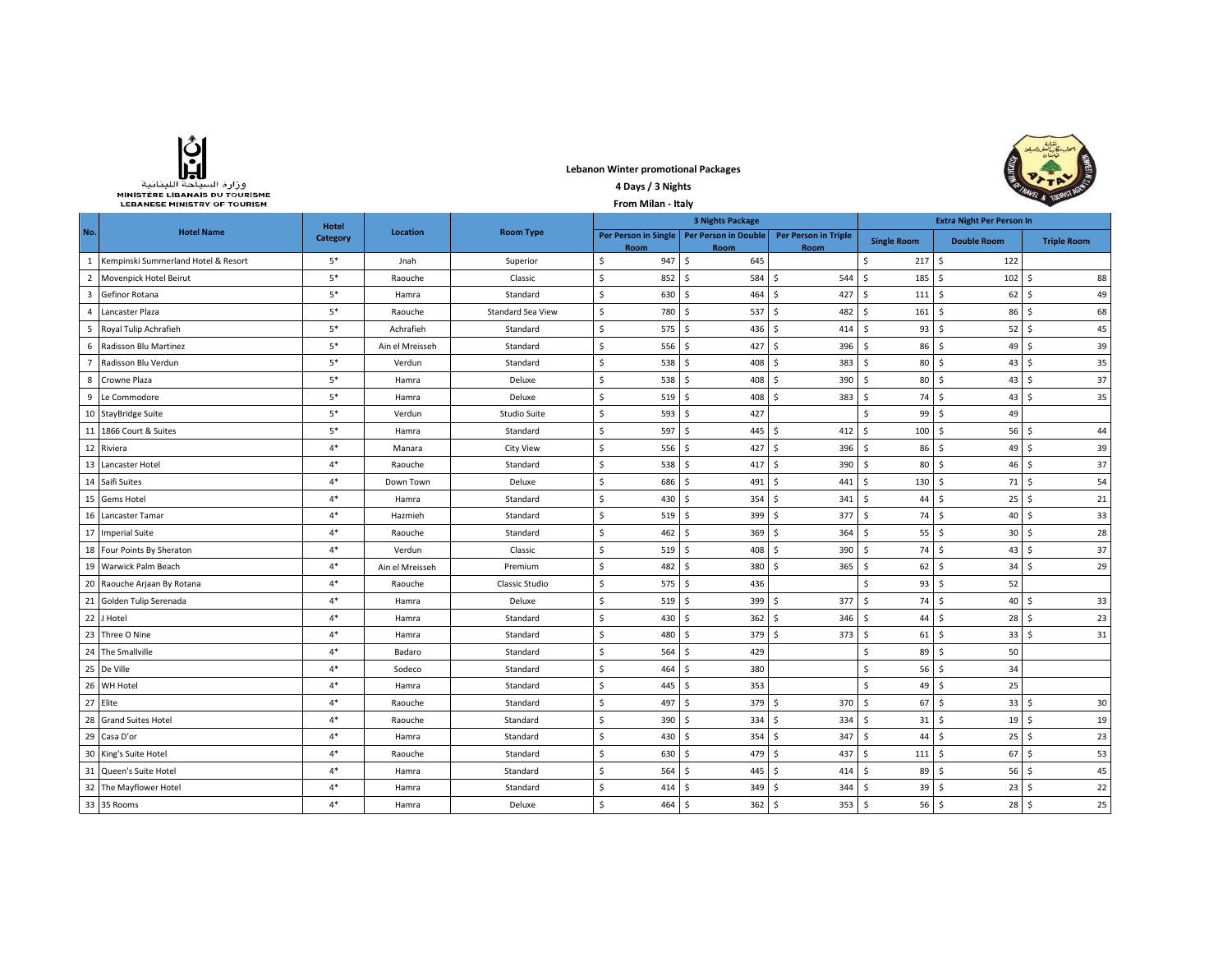وزارة السياحة اللبنانية
MINISTÈRE LIBANAIS DU TOURISME
LEBANESE MINISTRY OF TOURISM

**Lebanon Winter promotional Packages**

**4 Days / 3 Nights**

**From Milan - Italy**

| No. | Hotel Name | Hotel Category | Location | Room Type | 3 Nights Package | | | Extra Night Per Person In | | |
|---|---|---|---|---|---|---|---|---|---|---|
| | | | | | Per Person in Single Room | Per Person in Double Room | Per Person in Triple Room | Single Room | Double Room | Triple Room |
| 1 | Kempinski Summerland Hotel & Resort | 5* | Jnah | Superior | $ 947 | $ 645 | | $ 217 | $ 122 | |
| 2 | Movenpick Hotel Beirut | 5* | Raouche | Classic | $ 852 | $ 584 | $ 544 | $ 185 | $ 102 | $ 88 |
| 3 | Gefinor Rotana | 5* | Hamra | Standard | $ 630 | $ 464 | $ 427 | $ 111 | $ 62 | $ 49 |
| 4 | Lancaster Plaza | 5* | Raouche | Standard Sea View | $ 780 | $ 537 | $ 482 | $ 161 | $ 86 | $ 68 |
| 5 | Royal Tulip Achrafieh | 5* | Achrafieh | Standard | $ 575 | $ 436 | $ 414 | $ 93 | $ 52 | $ 45 |
| 6 | Radisson Blu Martinez | 5* | Ain el Mreisseh | Standard | $ 556 | $ 427 | $ 396 | $ 86 | $ 49 | $ 39 |
| 7 | Radisson Blu Verdun | 5* | Verdun | Standard | $ 538 | $ 408 | $ 383 | $ 80 | $ 43 | $ 35 |
| 8 | Crowne Plaza | 5* | Hamra | Deluxe | $ 538 | $ 408 | $ 390 | $ 80 | $ 43 | $ 37 |
| 9 | Le Commodore | 5* | Hamra | Deluxe | $ 519 | $ 408 | $ 383 | $ 74 | $ 43 | $ 35 |
| 10 | StayBridge Suite | 5* | Verdun | Studio Suite | $ 593 | $ 427 | | $ 99 | $ 49 | |
| 11 | 1866 Court & Suites | 5* | Hamra | Standard | $ 597 | $ 445 | $ 412 | $ 100 | $ 56 | $ 44 |
| 12 | Riviera | 4* | Manara | City View | $ 556 | $ 427 | $ 396 | $ 86 | $ 49 | $ 39 |
| 13 | Lancaster Hotel | 4* | Raouche | Standard | $ 538 | $ 417 | $ 390 | $ 80 | $ 46 | $ 37 |
| 14 | Saifi Suites | 4* | Down Town | Deluxe | $ 686 | $ 491 | $ 441 | $ 130 | $ 71 | $ 54 |
| 15 | Gems Hotel | 4* | Hamra | Standard | $ 430 | $ 354 | $ 341 | $ 44 | $ 25 | $ 21 |
| 16 | Lancaster Tamar | 4* | Hazmieh | Standard | $ 519 | $ 399 | $ 377 | $ 74 | $ 40 | $ 33 |
| 17 | Imperial Suite | 4* | Raouche | Standard | $ 462 | $ 369 | $ 364 | $ 55 | $ 30 | $ 28 |
| 18 | Four Points By Sheraton | 4* | Verdun | Classic | $ 519 | $ 408 | $ 390 | $ 74 | $ 43 | $ 37 |
| 19 | Warwick Palm Beach | 4* | Ain el Mreisseh | Premium | $ 482 | $ 380 | $ 365 | $ 62 | $ 34 | $ 29 |
| 20 | Raouche Arjaan By Rotana | 4* | Raouche | Classic Studio | $ 575 | $ 436 | | $ 93 | $ 52 | |
| 21 | Golden Tulip Serenada | 4* | Hamra | Deluxe | $ 519 | $ 399 | $ 377 | $ 74 | $ 40 | $ 33 |
| 22 | J Hotel | 4* | Hamra | Standard | $ 430 | $ 362 | $ 346 | $ 44 | $ 28 | $ 23 |
| 23 | Three O Nine | 4* | Hamra | Standard | $ 480 | $ 379 | $ 373 | $ 61 | $ 33 | $ 31 |
| 24 | The Smallville | 4* | Badaro | Standard | $ 564 | $ 429 | | $ 89 | $ 50 | |
| 25 | De Ville | 4* | Sodeco | Standard | $ 464 | $ 380 | | $ 56 | $ 34 | |
| 26 | WH Hotel | 4* | Hamra | Standard | $ 445 | $ 353 | | $ 49 | $ 25 | |
| 27 | Elite | 4* | Raouche | Standard | $ 497 | $ 379 | $ 370 | $ 67 | $ 33 | $ 30 |
| 28 | Grand Suites Hotel | 4* | Raouche | Standard | $ 390 | $ 334 | $ 334 | $ 31 | $ 19 | $ 19 |
| 29 | Casa D'or | 4* | Hamra | Standard | $ 430 | $ 354 | $ 347 | $ 44 | $ 25 | $ 23 |
| 30 | King's Suite Hotel | 4* | Raouche | Standard | $ 630 | $ 479 | $ 437 | $ 111 | $ 67 | $ 53 |
| 31 | Queen's Suite Hotel | 4* | Hamra | Standard | $ 564 | $ 445 | $ 414 | $ 89 | $ 56 | $ 45 |
| 32 | The Mayflower Hotel | 4* | Hamra | Standard | $ 414 | $ 349 | $ 344 | $ 39 | $ 23 | $ 22 |
| 33 | 35 Rooms | 4* | Hamra | Deluxe | $ 464 | $ 362 | $ 353 | $ 56 | $ 28 | $ 25 |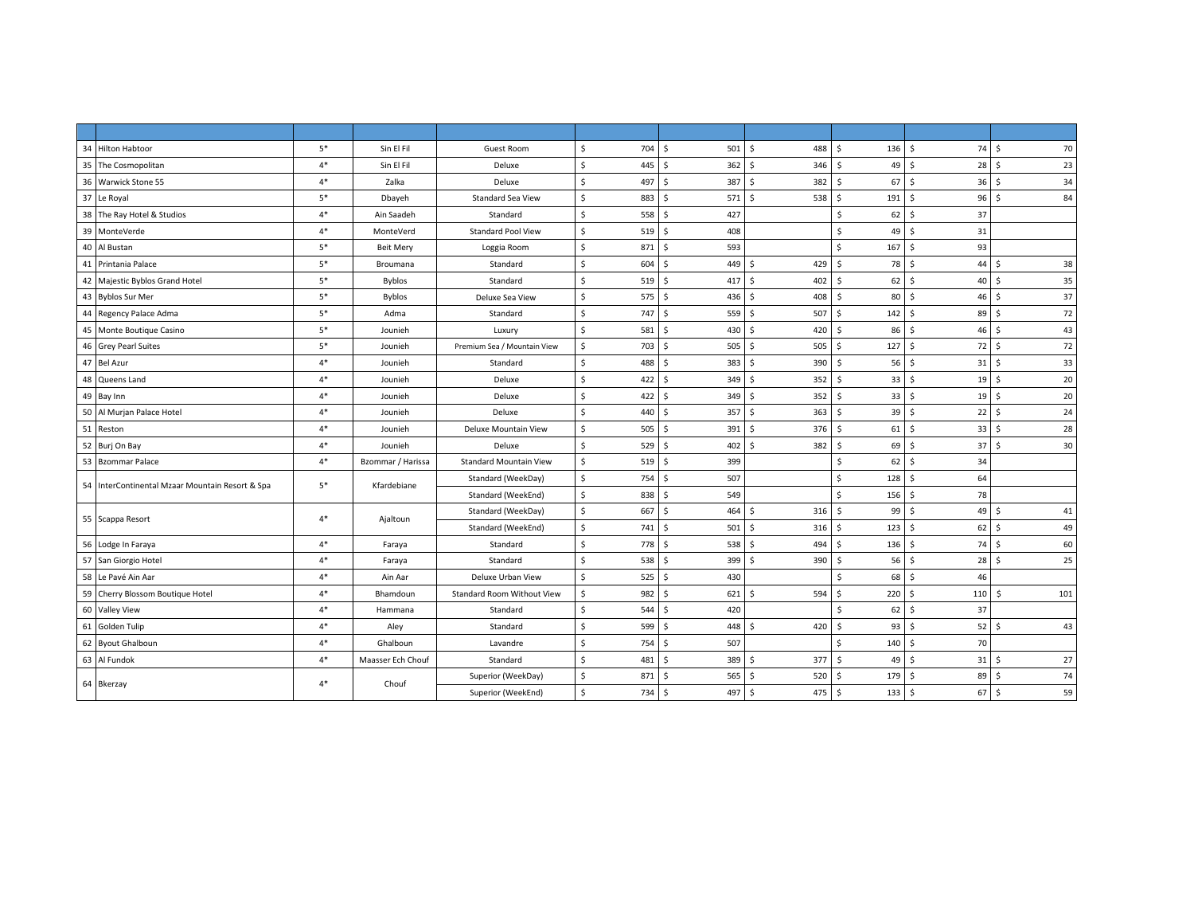| | | | | | | | | | | |
|---|---|---|---|---|---|---|---|---|---|---|
| 34 | Hilton Habtoor | 5* | Sin El Fil | Guest Room | $ 704 | $ 501 | $ 488 | $ 136 | $ 74 | $ 70 |
| 35 | The Cosmopolitan | 4* | Sin El Fil | Deluxe | $ 445 | $ 362 | $ 346 | $ 49 | $ 28 | $ 23 |
| 36 | Warwick Stone 55 | 4* | Zalka | Deluxe | $ 497 | $ 387 | $ 382 | $ 67 | $ 36 | $ 34 |
| 37 | Le Royal | 5* | Dbayeh | Standard Sea View | $ 883 | $ 571 | $ 538 | $ 191 | $ 96 | $ 84 |
| 38 | The Ray Hotel & Studios | 4* | Ain Saadeh | Standard | $ 558 | $ 427 | | $ 62 | $ 37 | |
| 39 | MonteVerde | 4* | MonteVerd | Standard Pool View | $ 519 | $ 408 | | $ 49 | $ 31 | |
| 40 | Al Bustan | 5* | Beit Mery | Loggia Room | $ 871 | $ 593 | | $ 167 | $ 93 | |
| 41 | Printania Palace | 5* | Broumana | Standard | $ 604 | $ 449 | $ 429 | $ 78 | $ 44 | $ 38 |
| 42 | Majestic Byblos Grand Hotel | 5* | Byblos | Standard | $ 519 | $ 417 | $ 402 | $ 62 | $ 40 | $ 35 |
| 43 | Byblos Sur Mer | 5* | Byblos | Deluxe Sea View | $ 575 | $ 436 | $ 408 | $ 80 | $ 46 | $ 37 |
| 44 | Regency Palace Adma | 5* | Adma | Standard | $ 747 | $ 559 | $ 507 | $ 142 | $ 89 | $ 72 |
| 45 | Monte Boutique Casino | 5* | Jounieh | Luxury | $ 581 | $ 430 | $ 420 | $ 86 | $ 46 | $ 43 |
| 46 | Grey Pearl Suites | 5* | Jounieh | Premium Sea / Mountain View | $ 703 | $ 505 | $ 505 | $ 127 | $ 72 | $ 72 |
| 47 | Bel Azur | 4* | Jounieh | Standard | $ 488 | $ 383 | $ 390 | $ 56 | $ 31 | $ 33 |
| 48 | Queens Land | 4* | Jounieh | Deluxe | $ 422 | $ 349 | $ 352 | $ 33 | $ 19 | $ 20 |
| 49 | Bay Inn | 4* | Jounieh | Deluxe | $ 422 | $ 349 | $ 352 | $ 33 | $ 19 | $ 20 |
| 50 | Al Murjan Palace Hotel | 4* | Jounieh | Deluxe | $ 440 | $ 357 | $ 363 | $ 39 | $ 22 | $ 24 |
| 51 | Reston | 4* | Jounieh | Deluxe Mountain View | $ 505 | $ 391 | $ 376 | $ 61 | $ 33 | $ 28 |
| 52 | Burj On Bay | 4* | Jounieh | Deluxe | $ 529 | $ 402 | $ 382 | $ 69 | $ 37 | $ 30 |
| 53 | Bzommar Palace | 4* | Bzommar / Harissa | Standard Mountain View | $ 519 | $ 399 | | $ 62 | $ 34 | |
| 54 | InterContinental Mzaar Mountain Resort & Spa | 5* | Kfardebiane | Standard (WeekDay) | $ 754 | $ 507 | | $ 128 | $ 64 | |
| | | | | Standard (WeekEnd) | $ 838 | $ 549 | | $ 156 | $ 78 | |
| 55 | Scappa Resort | 4* | Ajaltoun | Standard (WeekDay) | $ 667 | $ 464 | $ 316 | $ 99 | $ 49 | $ 41 |
| | | | | Standard (WeekEnd) | $ 741 | $ 501 | $ 316 | $ 123 | $ 62 | $ 49 |
| 56 | Lodge In Faraya | 4* | Faraya | Standard | $ 778 | $ 538 | $ 494 | $ 136 | $ 74 | $ 60 |
| 57 | San Giorgio Hotel | 4* | Faraya | Standard | $ 538 | $ 399 | $ 390 | $ 56 | $ 28 | $ 25 |
| 58 | Le Pavé Ain Aar | 4* | Ain Aar | Deluxe Urban View | $ 525 | $ 430 | | $ 68 | $ 46 | |
| 59 | Cherry Blossom Boutique Hotel | 4* | Bhamdoun | Standard Room Without View | $ 982 | $ 621 | $ 594 | $ 220 | $ 110 | $ 101 |
| 60 | Valley View | 4* | Hammana | Standard | $ 544 | $ 420 | | $ 62 | $ 37 | |
| 61 | Golden Tulip | 4* | Aley | Standard | $ 599 | $ 448 | $ 420 | $ 93 | $ 52 | $ 43 |
| 62 | Byout Ghalboun | 4* | Ghalboun | Lavandre | $ 754 | $ 507 | | $ 140 | $ 70 | |
| 63 | Al Fundok | 4* | Maasser Ech Chouf | Standard | $ 481 | $ 389 | $ 377 | $ 49 | $ 31 | $ 27 |
| 64 | Bkerzay | 4* | Chouf | Superior (WeekDay) | $ 871 | $ 565 | $ 520 | $ 179 | $ 89 | $ 74 |
| | | | | Superior (WeekEnd) | $ 734 | $ 497 | $ 475 | $ 133 | $ 67 | $ 59 |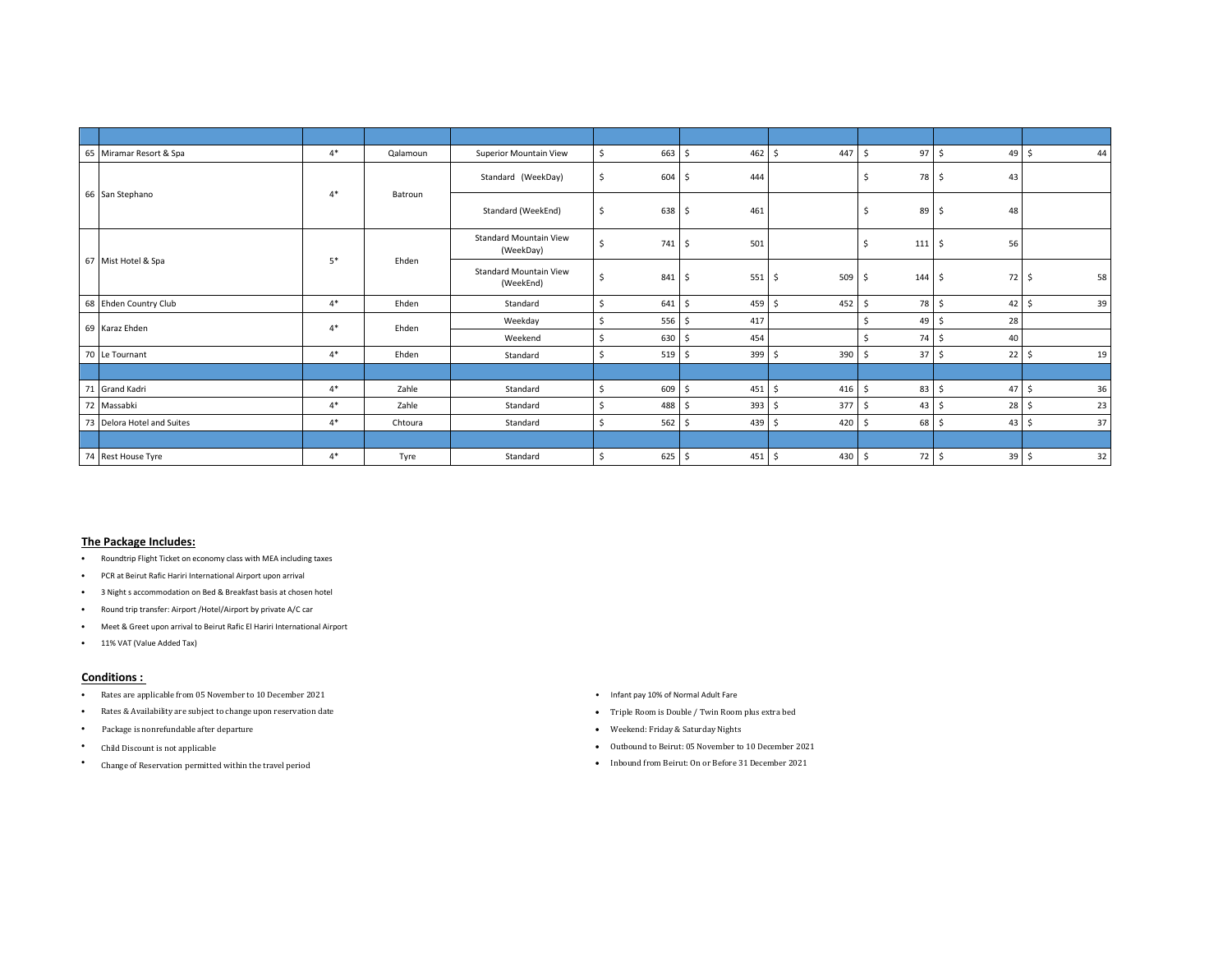| | | | | | | | | | | |
|---|---|---|---|---|---|---|---|---|---|---|
| 65 | Miramar Resort & Spa | 4* | Qalamoun | Superior Mountain View | $ 663 | $ 462 | $ 447 | $ 97 | $ 49 | $ 44 |
| 66 | San Stephano | 4* | Batroun | Standard (WeekDay) | $ 604 | $ 444 | | $ 78 | $ 43 | |
| | | | | Standard (WeekEnd) | $ 638 | $ 461 | | $ 89 | $ 48 | |
| 67 | Mist Hotel & Spa | 5* | Ehden | Standard Mountain View (WeekDay) | $ 741 | $ 501 | | $ 111 | $ 56 | |
| | | | | Standard Mountain View (WeekEnd) | $ 841 | $ 551 | $ 509 | $ 144 | $ 72 | $ 58 |
| 68 | Ehden Country Club | 4* | Ehden | Standard | $ 641 | $ 459 | $ 452 | $ 78 | $ 42 | $ 39 |
| 69 | Karaz Ehden | 4* | Ehden | Weekday | $ 556 | $ 417 | | $ 49 | $ 28 | |
| | | | | Weekend | $ 630 | $ 454 | | $ 74 | $ 40 | |
| 70 | Le Tournant | 4* | Ehden | Standard | $ 519 | $ 399 | $ 390 | $ 37 | $ 22 | $ 19 |
| | | | | | | | | | | |
| 71 | Grand Kadri | 4* | Zahle | Standard | $ 609 | $ 451 | $ 416 | $ 83 | $ 47 | $ 36 |
| 72 | Massabki | 4* | Zahle | Standard | $ 488 | $ 393 | $ 377 | $ 43 | $ 28 | $ 23 |
| 73 | Delora Hotel and Suites | 4* | Chtoura | Standard | $ 562 | $ 439 | $ 420 | $ 68 | $ 43 | $ 37 |
| | | | | | | | | | | |
| 74 | Rest House Tyre | 4* | Tyre | Standard | $ 625 | $ 451 | $ 430 | $ 72 | $ 39 | $ 32 |

## The Package Includes:

- Roundtrip Flight Ticket on economy class with MEA including taxes
- PCR at Beirut Rafic Hariri International Airport upon arrival
- 3 Night s accommodation on Bed & Breakfast basis at chosen hotel
- Round trip transfer: Airport /Hotel/Airport by private A/C car
- Meet & Greet upon arrival to Beirut Rafic El Hariri International Airport
- 11% VAT (Value Added Tax)

## Conditions :

- Rates are applicable from 05 November to 10 December 2021
- Rates & Availability are subject to change upon reservation date
- Package is nonrefundable after departure
- Child Discount is not applicable
- Change of Reservation permitted within the travel period
- Infant pay 10% of Normal Adult Fare
- Triple Room is Double / Twin Room plus extra bed
- Weekend: Friday & Saturday Nights
- Outbound to Beirut: 05 November to 10 December 2021
- Inbound from Beirut: On or Before 31 December 2021